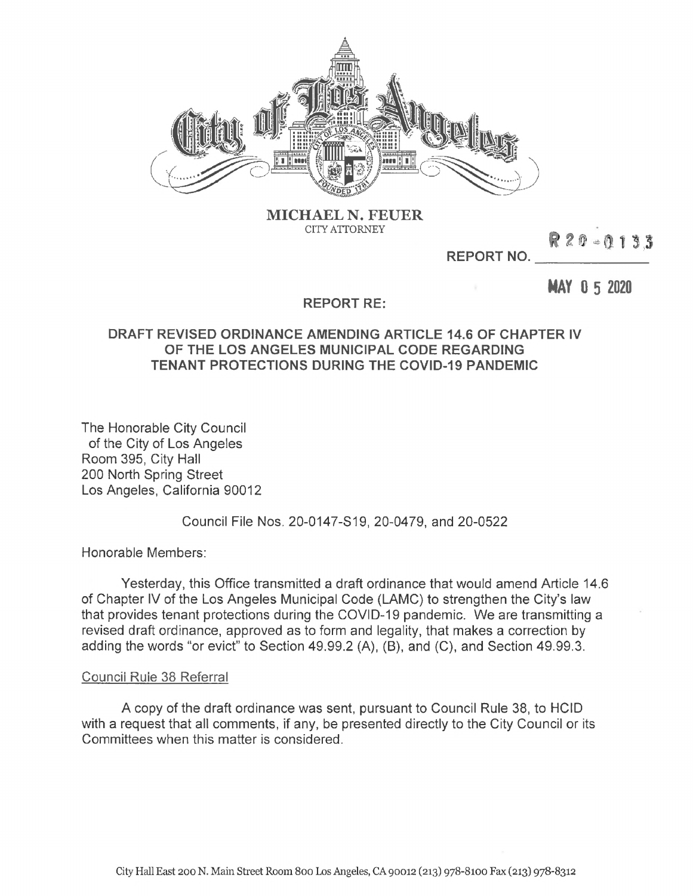**MICHAEL N. FEUER**
CITY ATTORNEY

REPORT NO. R20-0133

MAY 05 2020

**REPORT RE:**

**DRAFT REVISED ORDINANCE AMENDING ARTICLE 14.6 OF CHAPTER IV OF THE LOS ANGELES MUNICIPAL CODE REGARDING TENANT PROTECTIONS DURING THE COVID-19 PANDEMIC**

The Honorable City Council
of the City of Los Angeles
Room 395, City Hall
200 North Spring Street
Los Angeles, California 90012

Council File Nos. 20-0147-S19, 20-0479, and 20-0522

Honorable Members:

Yesterday, this Office transmitted a draft ordinance that would amend Article 14.6 of Chapter IV of the Los Angeles Municipal Code (LAMC) to strengthen the City's law that provides tenant protections during the COVID-19 pandemic. We are transmitting a revised draft ordinance, approved as to form and legality, that makes a correction by adding the words "or evict" to Section 49.99.2 (A), (B), and (C), and Section 49.99.3.

Council Rule 38 Referral

A copy of the draft ordinance was sent, pursuant to Council Rule 38, to HCID with a request that all comments, if any, be presented directly to the City Council or its Committees when this matter is considered.

City Hall East 200 N. Main Street Room 800 Los Angeles, CA 90012 (213) 978-8100 Fax (213) 978-8312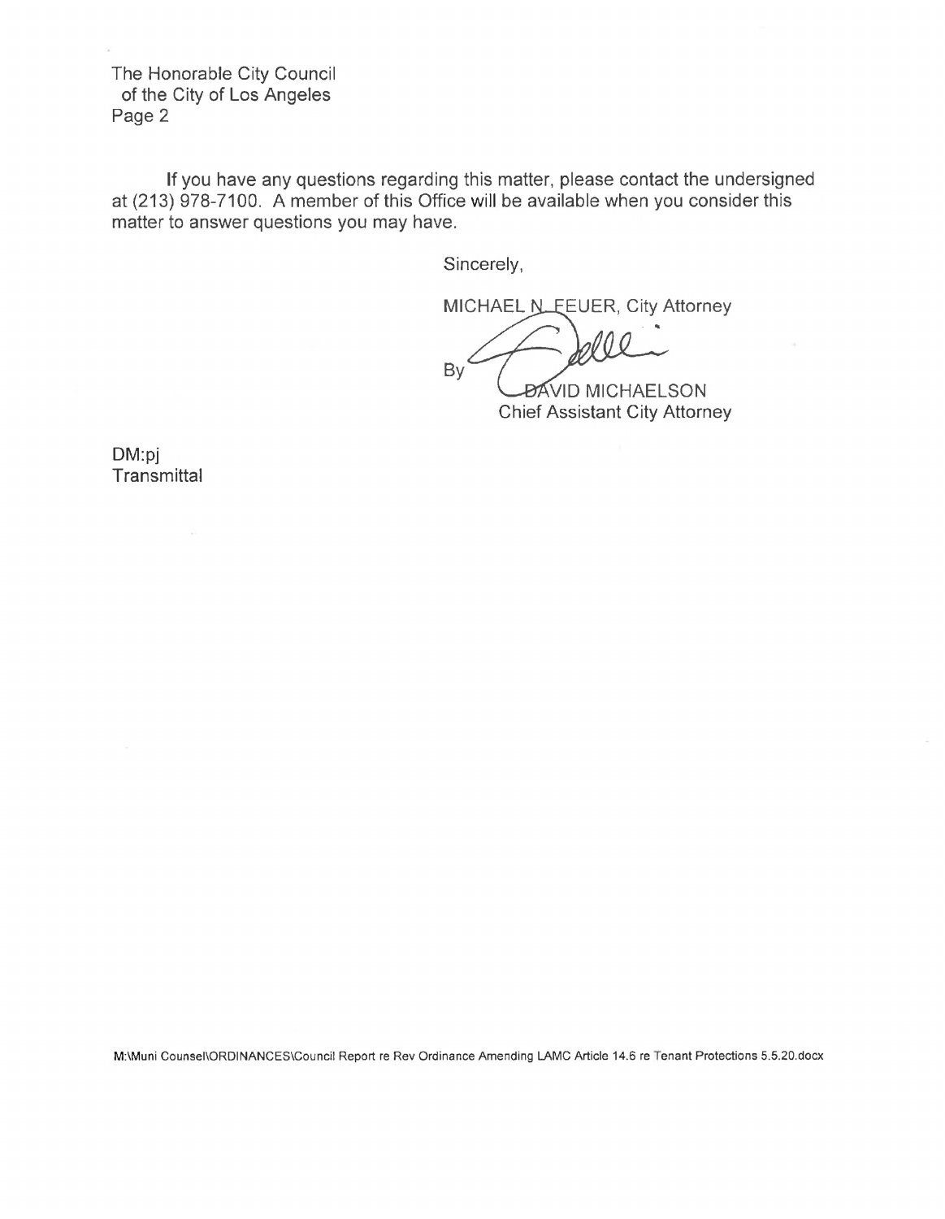The Honorable City Council
of the City of Los Angeles
Page 2

If you have any questions regarding this matter, please contact the undersigned at (213) 978-7100. A member of this Office will be available when you consider this matter to answer questions you may have.

Sincerely,

MICHAEL N. FEUER, City Attorney

By

DAVID MICHAELSON
Chief Assistant City Attorney

DM:pj
Transmittal

M:\Muni Counsel\ORDINANCES\Council Report re Rev Ordinance Amending LAMC Article 14.6 re Tenant Protections 5.5.20.docx